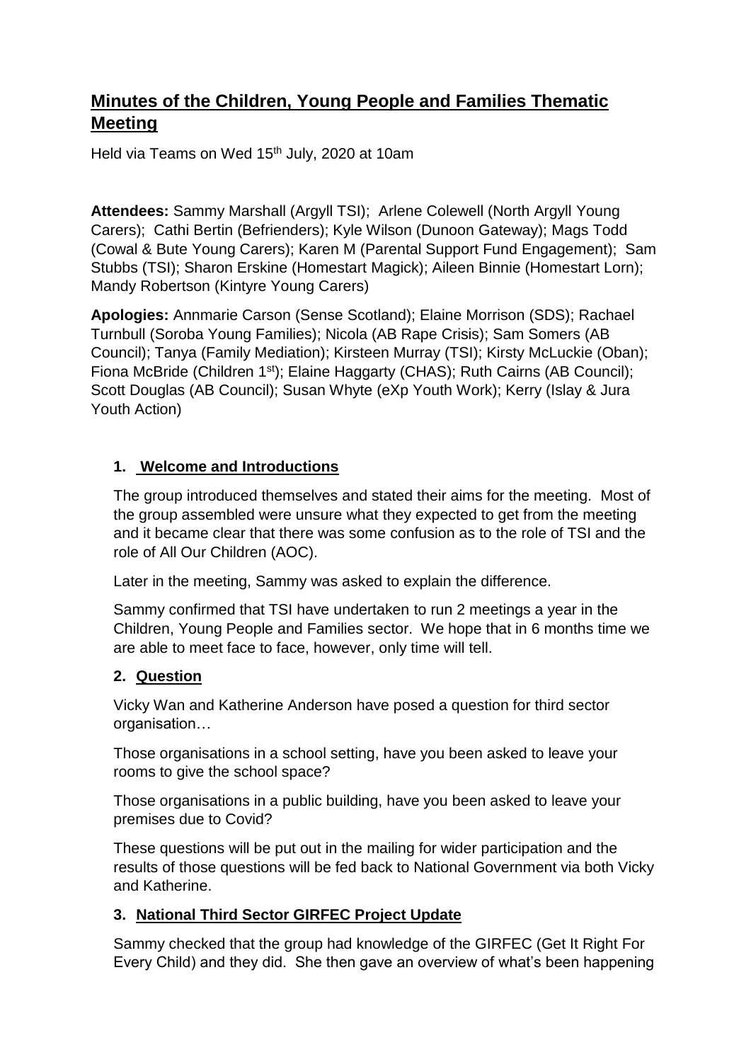# Minutes of the Children, Young People and Families Thematic Meeting

Held via Teams on Wed 15th July, 2020 at 10am

**Attendees:** Sammy Marshall (Argyll TSI); Arlene Colewell (North Argyll Young Carers); Cathi Bertin (Befrienders); Kyle Wilson (Dunoon Gateway); Mags Todd (Cowal & Bute Young Carers); Karen M (Parental Support Fund Engagement); Sam Stubbs (TSI); Sharon Erskine (Homestart Magick); Aileen Binnie (Homestart Lorn); Mandy Robertson (Kintyre Young Carers)

**Apologies:** Annmarie Carson (Sense Scotland); Elaine Morrison (SDS); Rachael Turnbull (Soroba Young Families); Nicola (AB Rape Crisis); Sam Somers (AB Council); Tanya (Family Mediation); Kirsteen Murray (TSI); Kirsty McLuckie (Oban); Fiona McBride (Children 1st); Elaine Haggarty (CHAS); Ruth Cairns (AB Council); Scott Douglas (AB Council); Susan Whyte (eXp Youth Work); Kerry (Islay & Jura Youth Action)

1. **Welcome and Introductions**

   The group introduced themselves and stated their aims for the meeting. Most of the group assembled were unsure what they expected to get from the meeting and it became clear that there was some confusion as to the role of TSI and the role of All Our Children (AOC).

   Later in the meeting, Sammy was asked to explain the difference.

   Sammy confirmed that TSI have undertaken to run 2 meetings a year in the Children, Young People and Families sector. We hope that in 6 months time we are able to meet face to face, however, only time will tell.

2. **Question**

   Vicky Wan and Katherine Anderson have posed a question for third sector organisation…

   Those organisations in a school setting, have you been asked to leave your rooms to give the school space?

   Those organisations in a public building, have you been asked to leave your premises due to Covid?

   These questions will be put out in the mailing for wider participation and the results of those questions will be fed back to National Government via both Vicky and Katherine.

3. **National Third Sector GIRFEC Project Update**

   Sammy checked that the group had knowledge of the GIRFEC (Get It Right For Every Child) and they did. She then gave an overview of what's been happening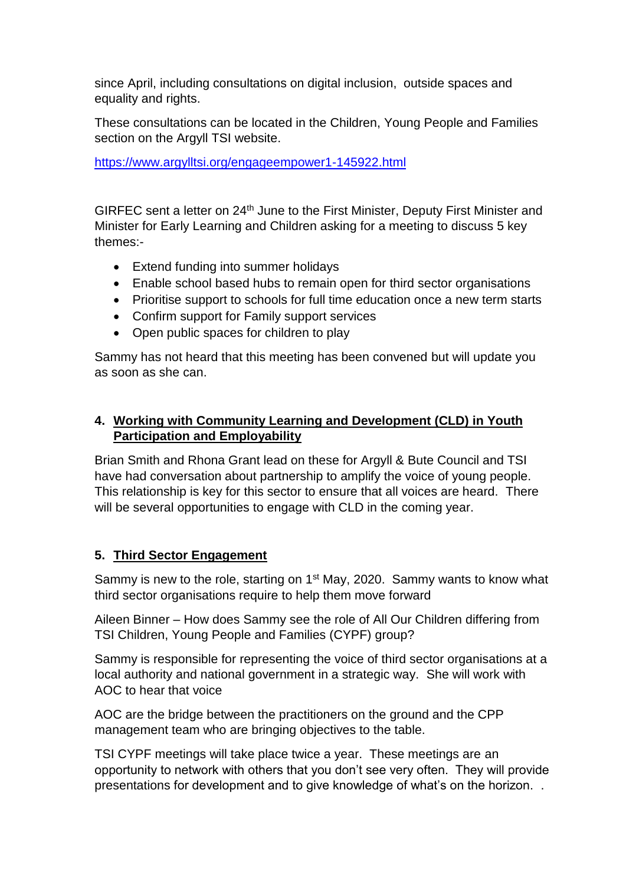since April, including consultations on digital inclusion,  outside spaces and equality and rights.

These consultations can be located in the Children, Young People and Families section on the Argyll TSI website.

[https://www.argylltsi.org/engageempower1-145922.html](https://www.argylltsi.org/engageempower1-145922.html)

GIRFEC sent a letter on 24th June to the First Minister, Deputy First Minister and Minister for Early Learning and Children asking for a meeting to discuss 5 key themes:-

- Extend funding into summer holidays
- Enable school based hubs to remain open for third sector organisations
- Prioritise support to schools for full time education once a new term starts
- Confirm support for Family support services
- Open public spaces for children to play

Sammy has not heard that this meeting has been convened but will update you as soon as she can.

## 4. Working with Community Learning and Development (CLD) in Youth Participation and Employability

Brian Smith and Rhona Grant lead on these for Argyll & Bute Council and TSI have had conversation about partnership to amplify the voice of young people. This relationship is key for this sector to ensure that all voices are heard.  There will be several opportunities to engage with CLD in the coming year.

## 5. Third Sector Engagement

Sammy is new to the role, starting on 1st May, 2020.  Sammy wants to know what third sector organisations require to help them move forward

Aileen Binner – How does Sammy see the role of All Our Children differing from TSI Children, Young People and Families (CYPF) group?

Sammy is responsible for representing the voice of third sector organisations at a local authority and national government in a strategic way.  She will work with AOC to hear that voice

AOC are the bridge between the practitioners on the ground and the CPP management team who are bringing objectives to the table.

TSI CYPF meetings will take place twice a year.  These meetings are an opportunity to network with others that you don't see very often.  They will provide presentations for development and to give knowledge of what's on the horizon.  .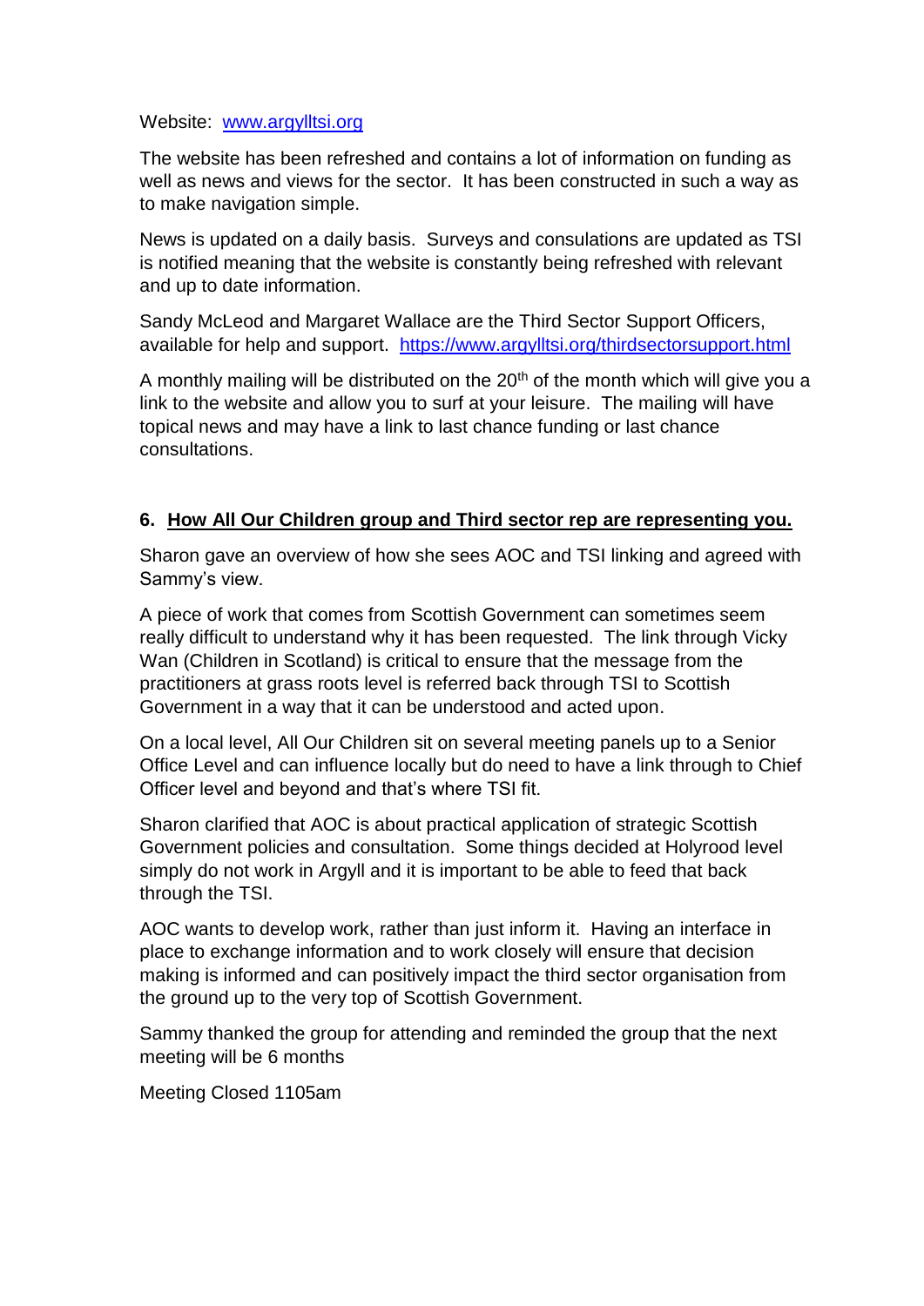Website: [www.argylltsi.org](www.argylltsi.org)

The website has been refreshed and contains a lot of information on funding as well as news and views for the sector. It has been constructed in such a way as to make navigation simple.

News is updated on a daily basis. Surveys and consulations are updated as TSI is notified meaning that the website is constantly being refreshed with relevant and up to date information.

Sandy McLeod and Margaret Wallace are the Third Sector Support Officers, available for help and support. [https://www.argylltsi.org/thirdsectorsupport.html](https://www.argylltsi.org/thirdsectorsupport.html)

A monthly mailing will be distributed on the 20th of the month which will give you a link to the website and allow you to surf at your leisure. The mailing will have topical news and may have a link to last chance funding or last chance consultations.

**6. How All Our Children group and Third sector rep are representing you.**

Sharon gave an overview of how she sees AOC and TSI linking and agreed with Sammy's view.

A piece of work that comes from Scottish Government can sometimes seem really difficult to understand why it has been requested. The link through Vicky Wan (Children in Scotland) is critical to ensure that the message from the practitioners at grass roots level is referred back through TSI to Scottish Government in a way that it can be understood and acted upon.

On a local level, All Our Children sit on several meeting panels up to a Senior Office Level and can influence locally but do need to have a link through to Chief Officer level and beyond and that's where TSI fit.

Sharon clarified that AOC is about practical application of strategic Scottish Government policies and consultation. Some things decided at Holyrood level simply do not work in Argyll and it is important to be able to feed that back through the TSI.

AOC wants to develop work, rather than just inform it. Having an interface in place to exchange information and to work closely will ensure that decision making is informed and can positively impact the third sector organisation from the ground up to the very top of Scottish Government.

Sammy thanked the group for attending and reminded the group that the next meeting will be 6 months

Meeting Closed 1105am